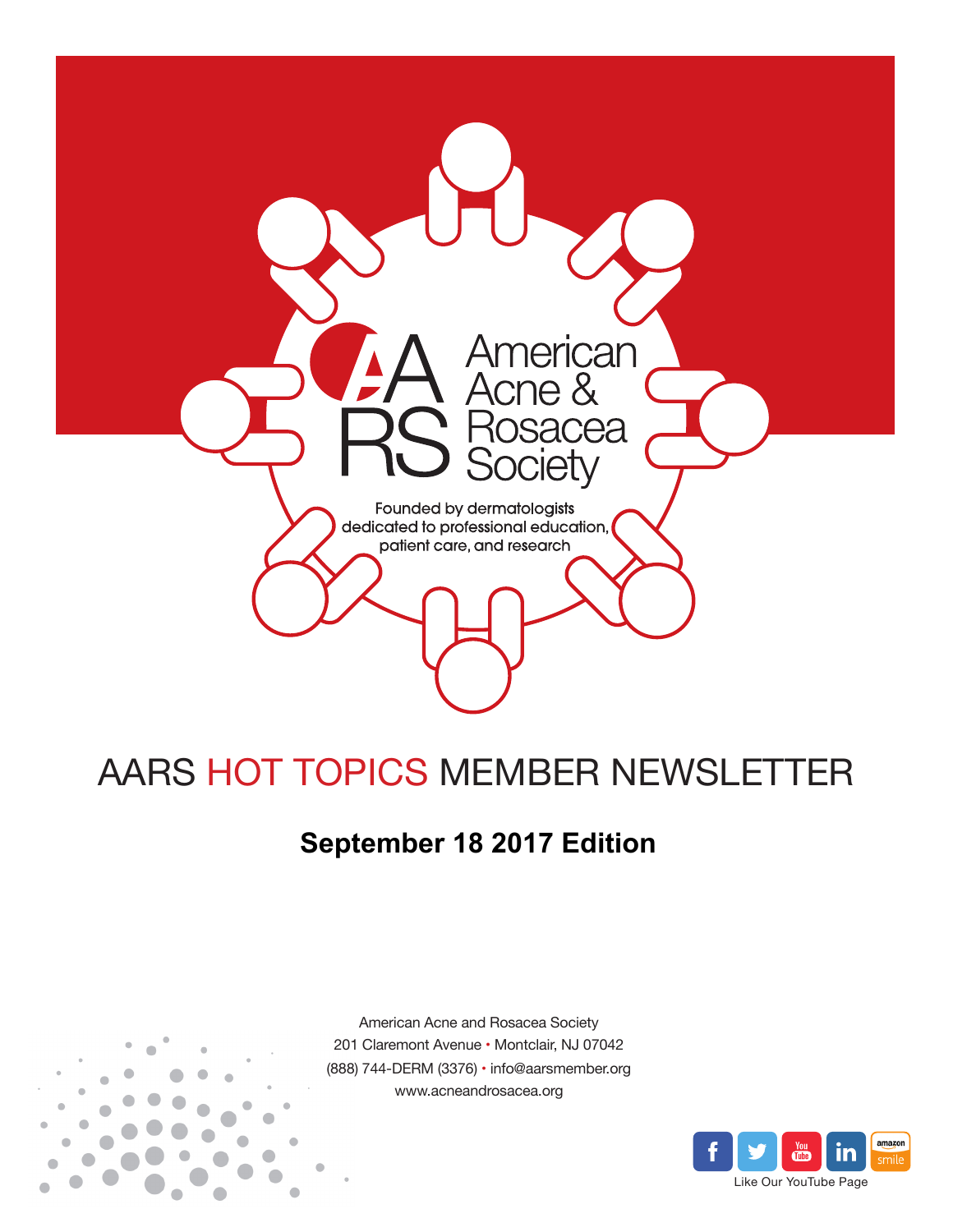American Acne & Rosacea Society

Founded by dermatologists dedicated to professional education, patient care, and research

# AARS HOT TOPICS MEMBER NEWSLETTER

## September 18 2017 Edition

American Acne and Rosacea Society
201 Claremont Avenue • Montclair, NJ 07042
(888) 744-DERM (3376) • info@aarsmember.org
www.acneandrosacea.org

Like Our YouTube Page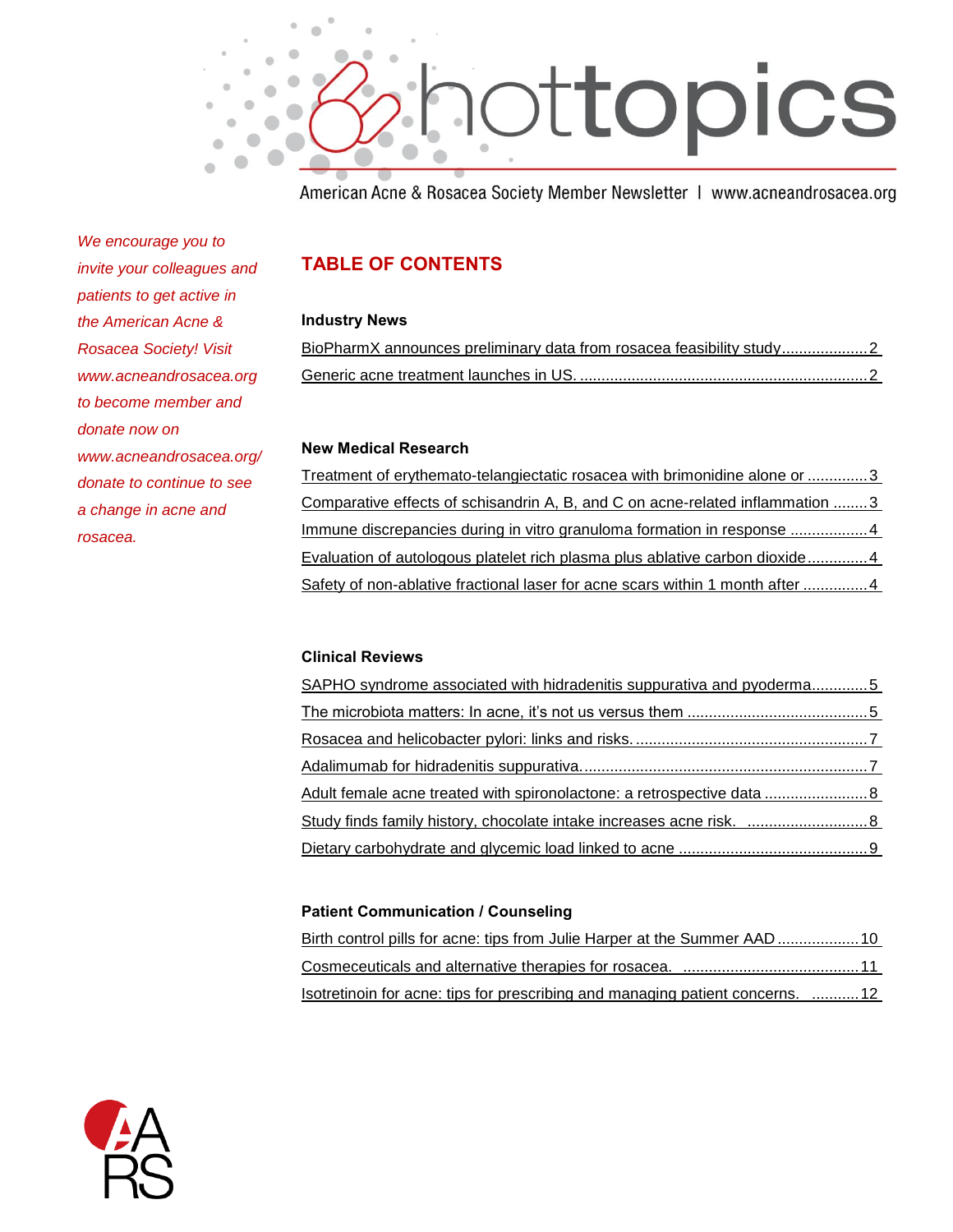# hottopics

American Acne & Rosacea Society Member Newsletter | www.acneandrosacea.org

*We encourage you to invite your colleagues and patients to get active in the American Acne & Rosacea Society! Visit www.acneandrosacea.org to become member and donate now on www.acneandrosacea.org/donate to continue to see a change in acne and rosacea.*

## TABLE OF CONTENTS

### Industry News

BioPharmX announces preliminary data from rosacea feasibility study .................... 2
Generic acne treatment launches in US. ................................................................... 2

### New Medical Research

Treatment of erythemato-telangiectatic rosacea with brimonidine alone or .............. 3
Comparative effects of schisandrin A, B, and C on acne-related inflammation ........ 3
Immune discrepancies during in vitro granuloma formation in response .................. 4
Evaluation of autologous platelet rich plasma plus ablative carbon dioxide .............. 4
Safety of non-ablative fractional laser for acne scars within 1 month after ............... 4

### Clinical Reviews

SAPHO syndrome associated with hidradenitis suppurativa and pyoderma ............. 5
The microbiota matters: In acne, it's not us versus them ........................................... 5
Rosacea and helicobacter pylori: links and risks. ....................................................... 7
Adalimumab for hidradenitis suppurativa. ................................................................... 7
Adult female acne treated with spironolactone: a retrospective data ........................ 8
Study finds family history, chocolate intake increases acne risk. ............................ 8
Dietary carbohydrate and glycemic load linked to acne ............................................ 9

### Patient Communication / Counseling

Birth control pills for acne: tips from Julie Harper at the Summer AAD ................... 10
Cosmeceuticals and alternative therapies for rosacea. ......................................... 11
Isotretinoin for acne: tips for prescribing and managing patient concerns. ........... 12

AARS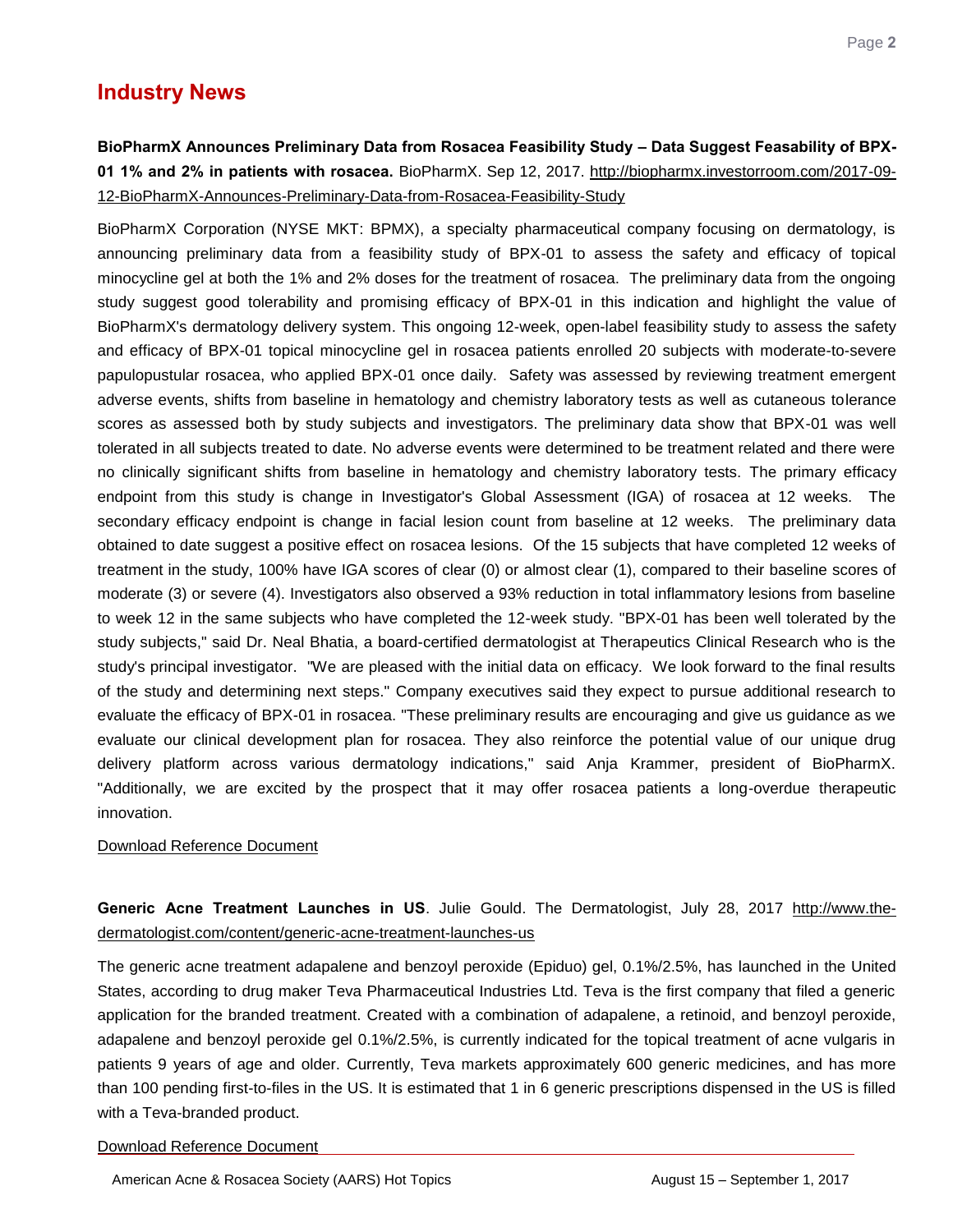## Industry News

**BioPharmX Announces Preliminary Data from Rosacea Feasibility Study – Data Suggest Feasability of BPX-01 1% and 2% in patients with rosacea.** BioPharmX. Sep 12, 2017. http://biopharmx.investorroom.com/2017-09-12-BioPharmX-Announces-Preliminary-Data-from-Rosacea-Feasibility-Study

BioPharmX Corporation (NYSE MKT: BPMX), a specialty pharmaceutical company focusing on dermatology, is announcing preliminary data from a feasibility study of BPX-01 to assess the safety and efficacy of topical minocycline gel at both the 1% and 2% doses for the treatment of rosacea. The preliminary data from the ongoing study suggest good tolerability and promising efficacy of BPX-01 in this indication and highlight the value of BioPharmX's dermatology delivery system. This ongoing 12-week, open-label feasibility study to assess the safety and efficacy of BPX-01 topical minocycline gel in rosacea patients enrolled 20 subjects with moderate-to-severe papulopustular rosacea, who applied BPX-01 once daily. Safety was assessed by reviewing treatment emergent adverse events, shifts from baseline in hematology and chemistry laboratory tests as well as cutaneous tolerance scores as assessed both by study subjects and investigators. The preliminary data show that BPX-01 was well tolerated in all subjects treated to date. No adverse events were determined to be treatment related and there were no clinically significant shifts from baseline in hematology and chemistry laboratory tests. The primary efficacy endpoint from this study is change in Investigator's Global Assessment (IGA) of rosacea at 12 weeks. The secondary efficacy endpoint is change in facial lesion count from baseline at 12 weeks. The preliminary data obtained to date suggest a positive effect on rosacea lesions. Of the 15 subjects that have completed 12 weeks of treatment in the study, 100% have IGA scores of clear (0) or almost clear (1), compared to their baseline scores of moderate (3) or severe (4). Investigators also observed a 93% reduction in total inflammatory lesions from baseline to week 12 in the same subjects who have completed the 12-week study. "BPX-01 has been well tolerated by the study subjects," said Dr. Neal Bhatia, a board-certified dermatologist at Therapeutics Clinical Research who is the study's principal investigator. "We are pleased with the initial data on efficacy. We look forward to the final results of the study and determining next steps." Company executives said they expect to pursue additional research to evaluate the efficacy of BPX-01 in rosacea. "These preliminary results are encouraging and give us guidance as we evaluate our clinical development plan for rosacea. They also reinforce the potential value of our unique drug delivery platform across various dermatology indications," said Anja Krammer, president of BioPharmX. "Additionally, we are excited by the prospect that it may offer rosacea patients a long-overdue therapeutic innovation.

Download Reference Document

**Generic Acne Treatment Launches in US**. Julie Gould. The Dermatologist, July 28, 2017 http://www.the-dermatologist.com/content/generic-acne-treatment-launches-us

The generic acne treatment adapalene and benzoyl peroxide (Epiduo) gel, 0.1%/2.5%, has launched in the United States, according to drug maker Teva Pharmaceutical Industries Ltd. Teva is the first company that filed a generic application for the branded treatment. Created with a combination of adapalene, a retinoid, and benzoyl peroxide, adapalene and benzoyl peroxide gel 0.1%/2.5%, is currently indicated for the topical treatment of acne vulgaris in patients 9 years of age and older. Currently, Teva markets approximately 600 generic medicines, and has more than 100 pending first-to-files in the US. It is estimated that 1 in 6 generic prescriptions dispensed in the US is filled with a Teva-branded product.

Download Reference Document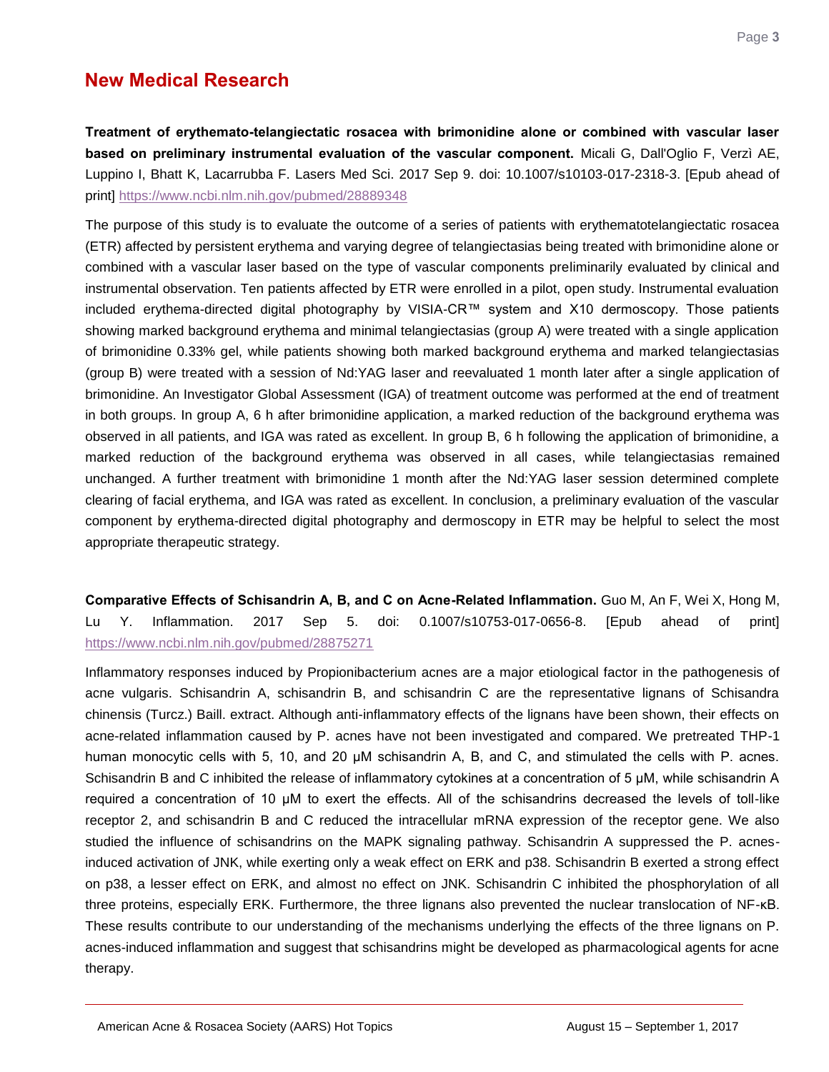## New Medical Research

**Treatment of erythemato-telangiectatic rosacea with brimonidine alone or combined with vascular laser based on preliminary instrumental evaluation of the vascular component.** Micali G, Dall'Oglio F, Verzì AE, Luppino I, Bhatt K, Lacarrubba F. Lasers Med Sci. 2017 Sep 9. doi: 10.1007/s10103-017-2318-3. [Epub ahead of print] https://www.ncbi.nlm.nih.gov/pubmed/28889348

The purpose of this study is to evaluate the outcome of a series of patients with erythematotelangiectatic rosacea (ETR) affected by persistent erythema and varying degree of telangiectasias being treated with brimonidine alone or combined with a vascular laser based on the type of vascular components preliminarily evaluated by clinical and instrumental observation. Ten patients affected by ETR were enrolled in a pilot, open study. Instrumental evaluation included erythema-directed digital photography by VISIA-CR™ system and X10 dermoscopy. Those patients showing marked background erythema and minimal telangiectasias (group A) were treated with a single application of brimonidine 0.33% gel, while patients showing both marked background erythema and marked telangiectasias (group B) were treated with a session of Nd:YAG laser and reevaluated 1 month later after a single application of brimonidine. An Investigator Global Assessment (IGA) of treatment outcome was performed at the end of treatment in both groups. In group A, 6 h after brimonidine application, a marked reduction of the background erythema was observed in all patients, and IGA was rated as excellent. In group B, 6 h following the application of brimonidine, a marked reduction of the background erythema was observed in all cases, while telangiectasias remained unchanged. A further treatment with brimonidine 1 month after the Nd:YAG laser session determined complete clearing of facial erythema, and IGA was rated as excellent. In conclusion, a preliminary evaluation of the vascular component by erythema-directed digital photography and dermoscopy in ETR may be helpful to select the most appropriate therapeutic strategy.

**Comparative Effects of Schisandrin A, B, and C on Acne-Related Inflammation.** Guo M, An F, Wei X, Hong M, Lu Y. Inflammation. 2017 Sep 5. doi: 0.1007/s10753-017-0656-8. [Epub ahead of print] https://www.ncbi.nlm.nih.gov/pubmed/28875271

Inflammatory responses induced by Propionibacterium acnes are a major etiological factor in the pathogenesis of acne vulgaris. Schisandrin A, schisandrin B, and schisandrin C are the representative lignans of Schisandra chinensis (Turcz.) Baill. extract. Although anti-inflammatory effects of the lignans have been shown, their effects on acne-related inflammation caused by P. acnes have not been investigated and compared. We pretreated THP-1 human monocytic cells with 5, 10, and 20 μM schisandrin A, B, and C, and stimulated the cells with P. acnes. Schisandrin B and C inhibited the release of inflammatory cytokines at a concentration of 5 μM, while schisandrin A required a concentration of 10 μM to exert the effects. All of the schisandrins decreased the levels of toll-like receptor 2, and schisandrin B and C reduced the intracellular mRNA expression of the receptor gene. We also studied the influence of schisandrins on the MAPK signaling pathway. Schisandrin A suppressed the P. acnes-induced activation of JNK, while exerting only a weak effect on ERK and p38. Schisandrin B exerted a strong effect on p38, a lesser effect on ERK, and almost no effect on JNK. Schisandrin C inhibited the phosphorylation of all three proteins, especially ERK. Furthermore, the three lignans also prevented the nuclear translocation of NF-κB. These results contribute to our understanding of the mechanisms underlying the effects of the three lignans on P. acnes-induced inflammation and suggest that schisandrins might be developed as pharmacological agents for acne therapy.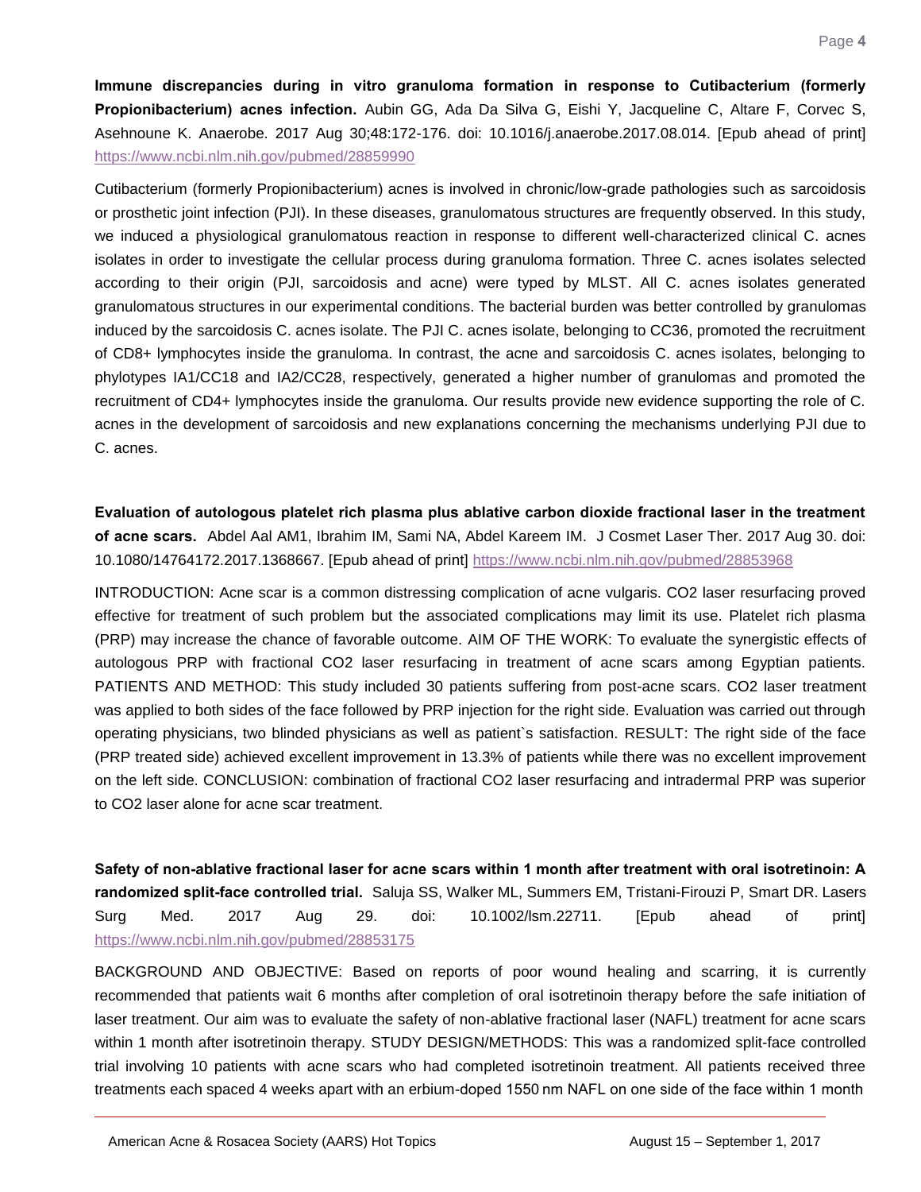**Immune discrepancies during in vitro granuloma formation in response to Cutibacterium (formerly Propionibacterium) acnes infection.** Aubin GG, Ada Da Silva G, Eishi Y, Jacqueline C, Altare F, Corvec S, Asehnoune K. Anaerobe. 2017 Aug 30;48:172-176. doi: 10.1016/j.anaerobe.2017.08.014. [Epub ahead of print] https://www.ncbi.nlm.nih.gov/pubmed/28859990

Cutibacterium (formerly Propionibacterium) acnes is involved in chronic/low-grade pathologies such as sarcoidosis or prosthetic joint infection (PJI). In these diseases, granulomatous structures are frequently observed. In this study, we induced a physiological granulomatous reaction in response to different well-characterized clinical C. acnes isolates in order to investigate the cellular process during granuloma formation. Three C. acnes isolates selected according to their origin (PJI, sarcoidosis and acne) were typed by MLST. All C. acnes isolates generated granulomatous structures in our experimental conditions. The bacterial burden was better controlled by granulomas induced by the sarcoidosis C. acnes isolate. The PJI C. acnes isolate, belonging to CC36, promoted the recruitment of CD8+ lymphocytes inside the granuloma. In contrast, the acne and sarcoidosis C. acnes isolates, belonging to phylotypes IA1/CC18 and IA2/CC28, respectively, generated a higher number of granulomas and promoted the recruitment of CD4+ lymphocytes inside the granuloma. Our results provide new evidence supporting the role of C. acnes in the development of sarcoidosis and new explanations concerning the mechanisms underlying PJI due to C. acnes.

**Evaluation of autologous platelet rich plasma plus ablative carbon dioxide fractional laser in the treatment of acne scars.** Abdel Aal AM1, Ibrahim IM, Sami NA, Abdel Kareem IM. J Cosmet Laser Ther. 2017 Aug 30. doi: 10.1080/14764172.2017.1368667. [Epub ahead of print] https://www.ncbi.nlm.nih.gov/pubmed/28853968

INTRODUCTION: Acne scar is a common distressing complication of acne vulgaris. $CO_2$ laser resurfacing proved effective for treatment of such problem but the associated complications may limit its use. Platelet rich plasma (PRP) may increase the chance of favorable outcome. AIM OF THE WORK: To evaluate the synergistic effects of autologous PRP with fractional $CO_2$ laser resurfacing in treatment of acne scars among Egyptian patients. PATIENTS AND METHOD: This study included 30 patients suffering from post-acne scars. $CO_2$ laser treatment was applied to both sides of the face followed by PRP injection for the right side. Evaluation was carried out through operating physicians, two blinded physicians as well as patient`s satisfaction. RESULT: The right side of the face (PRP treated side) achieved excellent improvement in 13.3% of patients while there was no excellent improvement on the left side. CONCLUSION: combination of fractional $CO_2$ laser resurfacing and intradermal PRP was superior to $CO_2$ laser alone for acne scar treatment.

**Safety of non-ablative fractional laser for acne scars within 1 month after treatment with oral isotretinoin: A randomized split-face controlled trial.** Saluja SS, Walker ML, Summers EM, Tristani-Firouzi P, Smart DR. Lasers Surg Med. 2017 Aug 29. doi: 10.1002/lsm.22711. [Epub ahead of print] https://www.ncbi.nlm.nih.gov/pubmed/28853175

BACKGROUND AND OBJECTIVE: Based on reports of poor wound healing and scarring, it is currently recommended that patients wait 6 months after completion of oral isotretinoin therapy before the safe initiation of laser treatment. Our aim was to evaluate the safety of non-ablative fractional laser (NAFL) treatment for acne scars within 1 month after isotretinoin therapy. STUDY DESIGN/METHODS: This was a randomized split-face controlled trial involving 10 patients with acne scars who had completed isotretinoin treatment. All patients received three treatments each spaced 4 weeks apart with an erbium-doped 1550 nm NAFL on one side of the face within 1 month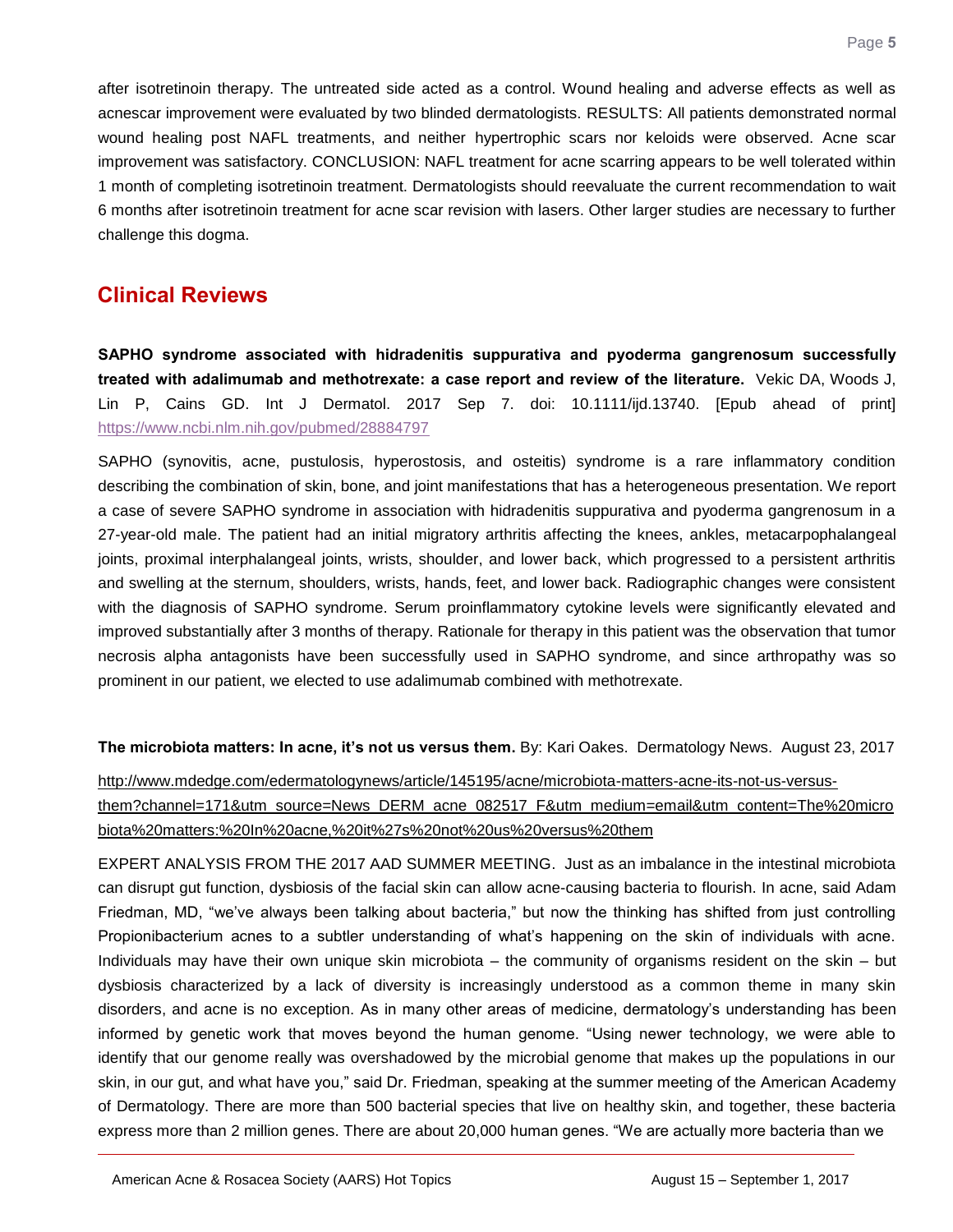after isotretinoin therapy. The untreated side acted as a control. Wound healing and adverse effects as well as acnescar improvement were evaluated by two blinded dermatologists. RESULTS: All patients demonstrated normal wound healing post NAFL treatments, and neither hypertrophic scars nor keloids were observed. Acne scar improvement was satisfactory. CONCLUSION: NAFL treatment for acne scarring appears to be well tolerated within 1 month of completing isotretinoin treatment. Dermatologists should reevaluate the current recommendation to wait 6 months after isotretinoin treatment for acne scar revision with lasers. Other larger studies are necessary to further challenge this dogma.

## Clinical Reviews

**SAPHO syndrome associated with hidradenitis suppurativa and pyoderma gangrenosum successfully treated with adalimumab and methotrexate: a case report and review of the literature.** Vekic DA, Woods J, Lin P, Cains GD. Int J Dermatol. 2017 Sep 7. doi: 10.1111/ijd.13740. [Epub ahead of print] https://www.ncbi.nlm.nih.gov/pubmed/28884797

SAPHO (synovitis, acne, pustulosis, hyperostosis, and osteitis) syndrome is a rare inflammatory condition describing the combination of skin, bone, and joint manifestations that has a heterogeneous presentation. We report a case of severe SAPHO syndrome in association with hidradenitis suppurativa and pyoderma gangrenosum in a 27-year-old male. The patient had an initial migratory arthritis affecting the knees, ankles, metacarpophalangeal joints, proximal interphalangeal joints, wrists, shoulder, and lower back, which progressed to a persistent arthritis and swelling at the sternum, shoulders, wrists, hands, feet, and lower back. Radiographic changes were consistent with the diagnosis of SAPHO syndrome. Serum proinflammatory cytokine levels were significantly elevated and improved substantially after 3 months of therapy. Rationale for therapy in this patient was the observation that tumor necrosis alpha antagonists have been successfully used in SAPHO syndrome, and since arthropathy was so prominent in our patient, we elected to use adalimumab combined with methotrexate.

**The microbiota matters: In acne, it's not us versus them.** By: Kari Oakes. Dermatology News. August 23, 2017

http://www.mdedge.com/edermatologynews/article/145195/acne/microbiota-matters-acne-its-not-us-versus-them?channel=171&utm_source=News_DERM_acne_082517_F&utm_medium=email&utm_content=The%20microbiota%20matters:%20In%20acne,%20it%27s%20not%20us%20versus%20them

EXPERT ANALYSIS FROM THE 2017 AAD SUMMER MEETING. Just as an imbalance in the intestinal microbiota can disrupt gut function, dysbiosis of the facial skin can allow acne-causing bacteria to flourish. In acne, said Adam Friedman, MD, "we've always been talking about bacteria," but now the thinking has shifted from just controlling Propionibacterium acnes to a subtler understanding of what's happening on the skin of individuals with acne. Individuals may have their own unique skin microbiota – the community of organisms resident on the skin – but dysbiosis characterized by a lack of diversity is increasingly understood as a common theme in many skin disorders, and acne is no exception. As in many other areas of medicine, dermatology's understanding has been informed by genetic work that moves beyond the human genome. "Using newer technology, we were able to identify that our genome really was overshadowed by the microbial genome that makes up the populations in our skin, in our gut, and what have you," said Dr. Friedman, speaking at the summer meeting of the American Academy of Dermatology. There are more than 500 bacterial species that live on healthy skin, and together, these bacteria express more than 2 million genes. There are about 20,000 human genes. "We are actually more bacteria than we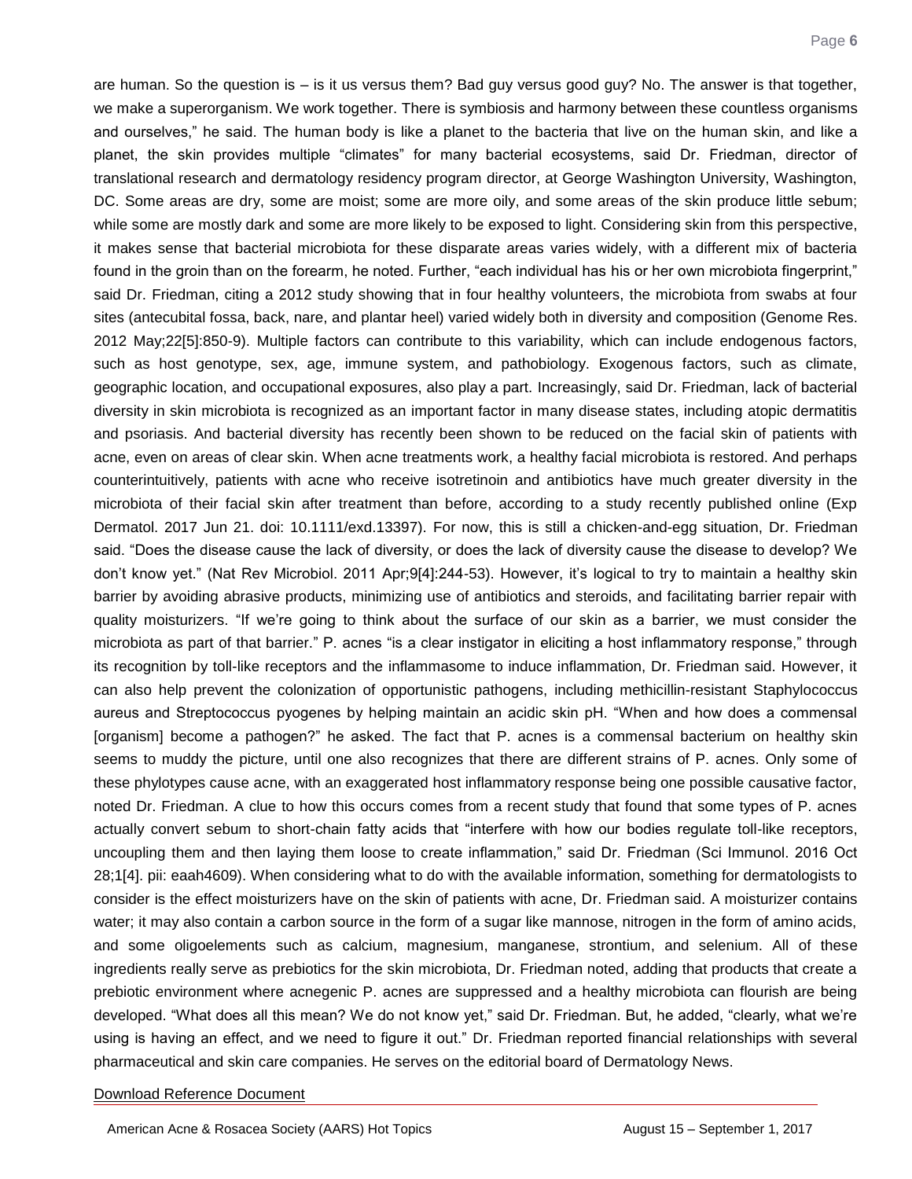are human. So the question is – is it us versus them? Bad guy versus good guy? No. The answer is that together, we make a superorganism. We work together. There is symbiosis and harmony between these countless organisms and ourselves," he said. The human body is like a planet to the bacteria that live on the human skin, and like a planet, the skin provides multiple "climates" for many bacterial ecosystems, said Dr. Friedman, director of translational research and dermatology residency program director, at George Washington University, Washington, DC. Some areas are dry, some are moist; some are more oily, and some areas of the skin produce little sebum; while some are mostly dark and some are more likely to be exposed to light. Considering skin from this perspective, it makes sense that bacterial microbiota for these disparate areas varies widely, with a different mix of bacteria found in the groin than on the forearm, he noted. Further, "each individual has his or her own microbiota fingerprint," said Dr. Friedman, citing a 2012 study showing that in four healthy volunteers, the microbiota from swabs at four sites (antecubital fossa, back, nare, and plantar heel) varied widely both in diversity and composition (Genome Res. 2012 May;22[5]:850-9). Multiple factors can contribute to this variability, which can include endogenous factors, such as host genotype, sex, age, immune system, and pathobiology. Exogenous factors, such as climate, geographic location, and occupational exposures, also play a part. Increasingly, said Dr. Friedman, lack of bacterial diversity in skin microbiota is recognized as an important factor in many disease states, including atopic dermatitis and psoriasis. And bacterial diversity has recently been shown to be reduced on the facial skin of patients with acne, even on areas of clear skin. When acne treatments work, a healthy facial microbiota is restored. And perhaps counterintuitively, patients with acne who receive isotretinoin and antibiotics have much greater diversity in the microbiota of their facial skin after treatment than before, according to a study recently published online (Exp Dermatol. 2017 Jun 21. doi: 10.1111/exd.13397). For now, this is still a chicken-and-egg situation, Dr. Friedman said. "Does the disease cause the lack of diversity, or does the lack of diversity cause the disease to develop? We don't know yet." (Nat Rev Microbiol. 2011 Apr;9[4]:244-53). However, it's logical to try to maintain a healthy skin barrier by avoiding abrasive products, minimizing use of antibiotics and steroids, and facilitating barrier repair with quality moisturizers. "If we're going to think about the surface of our skin as a barrier, we must consider the microbiota as part of that barrier." P. acnes "is a clear instigator in eliciting a host inflammatory response," through its recognition by toll-like receptors and the inflammasome to induce inflammation, Dr. Friedman said. However, it can also help prevent the colonization of opportunistic pathogens, including methicillin-resistant Staphylococcus aureus and Streptococcus pyogenes by helping maintain an acidic skin pH. "When and how does a commensal [organism] become a pathogen?" he asked. The fact that P. acnes is a commensal bacterium on healthy skin seems to muddy the picture, until one also recognizes that there are different strains of P. acnes. Only some of these phylotypes cause acne, with an exaggerated host inflammatory response being one possible causative factor, noted Dr. Friedman. A clue to how this occurs comes from a recent study that found that some types of P. acnes actually convert sebum to short-chain fatty acids that "interfere with how our bodies regulate toll-like receptors, uncoupling them and then laying them loose to create inflammation," said Dr. Friedman (Sci Immunol. 2016 Oct 28;1[4]. pii: eaah4609). When considering what to do with the available information, something for dermatologists to consider is the effect moisturizers have on the skin of patients with acne, Dr. Friedman said. A moisturizer contains water; it may also contain a carbon source in the form of a sugar like mannose, nitrogen in the form of amino acids, and some oligoelements such as calcium, magnesium, manganese, strontium, and selenium. All of these ingredients really serve as prebiotics for the skin microbiota, Dr. Friedman noted, adding that products that create a prebiotic environment where acnegenic P. acnes are suppressed and a healthy microbiota can flourish are being developed. "What does all this mean? We do not know yet," said Dr. Friedman. But, he added, "clearly, what we're using is having an effect, and we need to figure it out." Dr. Friedman reported financial relationships with several pharmaceutical and skin care companies. He serves on the editorial board of Dermatology News.

Download Reference Document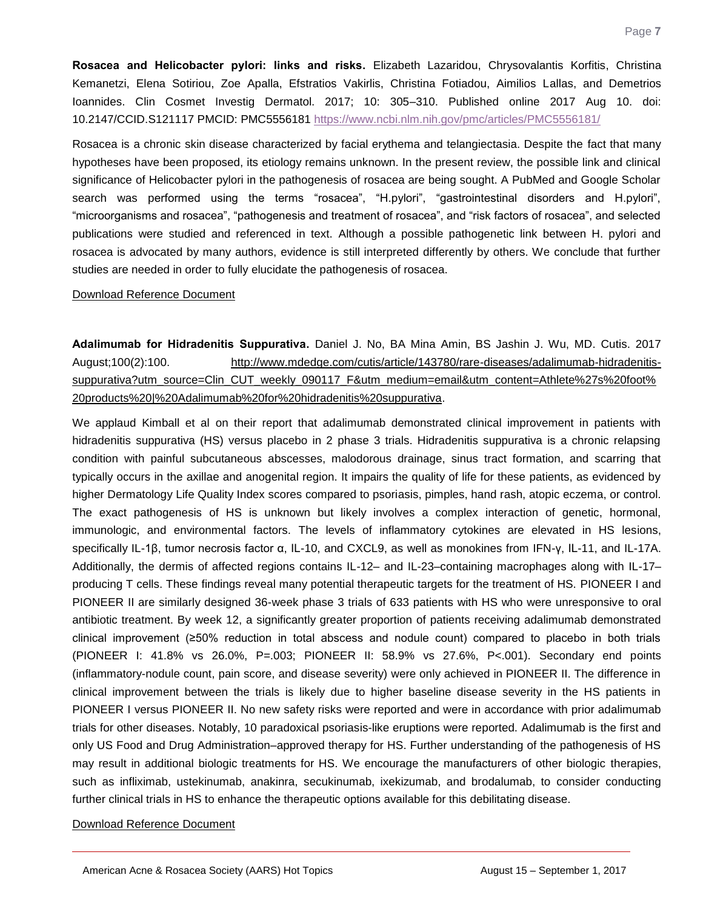**Rosacea and Helicobacter pylori: links and risks.** Elizabeth Lazaridou, Chrysovalantis Korfitis, Christina Kemanetzi, Elena Sotiriou, Zoe Apalla, Efstratios Vakirlis, Christina Fotiadou, Aimilios Lallas, and Demetrios Ioannides. Clin Cosmet Investig Dermatol. 2017; 10: 305–310. Published online 2017 Aug 10. doi: 10.2147/CCID.S121117 PMCID: PMC5556181 https://www.ncbi.nlm.nih.gov/pmc/articles/PMC5556181/

Rosacea is a chronic skin disease characterized by facial erythema and telangiectasia. Despite the fact that many hypotheses have been proposed, its etiology remains unknown. In the present review, the possible link and clinical significance of Helicobacter pylori in the pathogenesis of rosacea are being sought. A PubMed and Google Scholar search was performed using the terms "rosacea", "H.pylori", "gastrointestinal disorders and H.pylori", "microorganisms and rosacea", "pathogenesis and treatment of rosacea", and "risk factors of rosacea", and selected publications were studied and referenced in text. Although a possible pathogenetic link between H. pylori and rosacea is advocated by many authors, evidence is still interpreted differently by others. We conclude that further studies are needed in order to fully elucidate the pathogenesis of rosacea.

Download Reference Document

**Adalimumab for Hidradenitis Suppurativa.** Daniel J. No, BA Mina Amin, BS Jashin J. Wu, MD. Cutis. 2017 August;100(2):100. http://www.mdedge.com/cutis/article/143780/rare-diseases/adalimumab-hidradenitis-suppurativa?utm_source=Clin_CUT_weekly_090117_F&utm_medium=email&utm_content=Athlete%27s%20foot%20products%20|%20Adalimumab%20for%20hidradenitis%20suppurativa.

We applaud Kimball et al on their report that adalimumab demonstrated clinical improvement in patients with hidradenitis suppurativa (HS) versus placebo in 2 phase 3 trials. Hidradenitis suppurativa is a chronic relapsing condition with painful subcutaneous abscesses, malodorous drainage, sinus tract formation, and scarring that typically occurs in the axillae and anogenital region. It impairs the quality of life for these patients, as evidenced by higher Dermatology Life Quality Index scores compared to psoriasis, pimples, hand rash, atopic eczema, or control. The exact pathogenesis of HS is unknown but likely involves a complex interaction of genetic, hormonal, immunologic, and environmental factors. The levels of inflammatory cytokines are elevated in HS lesions, specifically IL-1β, tumor necrosis factor α, IL-10, and CXCL9, as well as monokines from IFN-γ, IL-11, and IL-17A. Additionally, the dermis of affected regions contains IL-12– and IL-23–containing macrophages along with IL-17–producing T cells. These findings reveal many potential therapeutic targets for the treatment of HS. PIONEER I and PIONEER II are similarly designed 36-week phase 3 trials of 633 patients with HS who were unresponsive to oral antibiotic treatment. By week 12, a significantly greater proportion of patients receiving adalimumab demonstrated clinical improvement (≥50% reduction in total abscess and nodule count) compared to placebo in both trials (PIONEER I: 41.8% vs 26.0%, $P=.003$; PIONEER II: 58.9% vs 27.6%, $P<.001$). Secondary end points (inflammatory-nodule count, pain score, and disease severity) were only achieved in PIONEER II. The difference in clinical improvement between the trials is likely due to higher baseline disease severity in the HS patients in PIONEER I versus PIONEER II. No new safety risks were reported and were in accordance with prior adalimumab trials for other diseases. Notably, 10 paradoxical psoriasis-like eruptions were reported. Adalimumab is the first and only US Food and Drug Administration–approved therapy for HS. Further understanding of the pathogenesis of HS may result in additional biologic treatments for HS. We encourage the manufacturers of other biologic therapies, such as infliximab, ustekinumab, anakinra, secukinumab, ixekizumab, and brodalumab, to consider conducting further clinical trials in HS to enhance the therapeutic options available for this debilitating disease.

Download Reference Document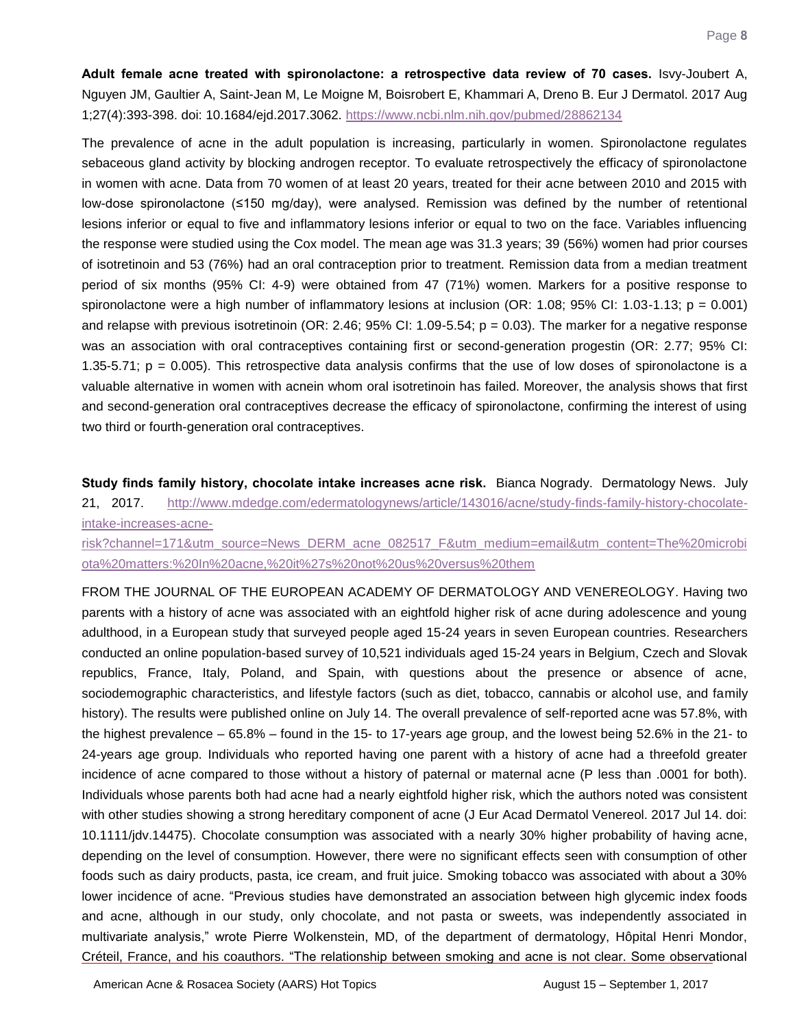**Adult female acne treated with spironolactone: a retrospective data review of 70 cases.** Isvy-Joubert A, Nguyen JM, Gaultier A, Saint-Jean M, Le Moigne M, Boisrobert E, Khammari A, Dreno B. Eur J Dermatol. 2017 Aug 1;27(4):393-398. doi: 10.1684/ejd.2017.3062. https://www.ncbi.nlm.nih.gov/pubmed/28862134

The prevalence of acne in the adult population is increasing, particularly in women. Spironolactone regulates sebaceous gland activity by blocking androgen receptor. To evaluate retrospectively the efficacy of spironolactone in women with acne. Data from 70 women of at least 20 years, treated for their acne between 2010 and 2015 with low-dose spironolactone (≤150 mg/day), were analysed. Remission was defined by the number of retentional lesions inferior or equal to five and inflammatory lesions inferior or equal to two on the face. Variables influencing the response were studied using the Cox model. The mean age was 31.3 years; 39 (56%) women had prior courses of isotretinoin and 53 (76%) had an oral contraception prior to treatment. Remission data from a median treatment period of six months (95% CI: 4-9) were obtained from 47 (71%) women. Markers for a positive response to spironolactone were a high number of inflammatory lesions at inclusion (OR: 1.08; 95% CI: 1.03-1.13; p = 0.001) and relapse with previous isotretinoin (OR: 2.46; 95% CI: 1.09-5.54; p = 0.03). The marker for a negative response was an association with oral contraceptives containing first or second-generation progestin (OR: 2.77; 95% CI: 1.35-5.71; p = 0.005). This retrospective data analysis confirms that the use of low doses of spironolactone is a valuable alternative in women with acnein whom oral isotretinoin has failed. Moreover, the analysis shows that first and second-generation oral contraceptives decrease the efficacy of spironolactone, confirming the interest of using two third or fourth-generation oral contraceptives.

**Study finds family history, chocolate intake increases acne risk.** Bianca Nogrady. Dermatology News. July 21, 2017. http://www.mdedge.com/edermatologynews/article/143016/acne/study-finds-family-history-chocolate-intake-increases-acne-risk?channel=171&utm_source=News_DERM_acne_082517_F&utm_medium=email&utm_content=The%20microbiota%20matters:%20In%20acne,%20it%27s%20not%20us%20versus%20them

FROM THE JOURNAL OF THE EUROPEAN ACADEMY OF DERMATOLOGY AND VENEREOLOGY. Having two parents with a history of acne was associated with an eightfold higher risk of acne during adolescence and young adulthood, in a European study that surveyed people aged 15-24 years in seven European countries. Researchers conducted an online population-based survey of 10,521 individuals aged 15-24 years in Belgium, Czech and Slovak republics, France, Italy, Poland, and Spain, with questions about the presence or absence of acne, sociodemographic characteristics, and lifestyle factors (such as diet, tobacco, cannabis or alcohol use, and family history). The results were published online on July 14. The overall prevalence of self-reported acne was 57.8%, with the highest prevalence – 65.8% – found in the 15- to 17-years age group, and the lowest being 52.6% in the 21- to 24-years age group. Individuals who reported having one parent with a history of acne had a threefold greater incidence of acne compared to those without a history of paternal or maternal acne (P less than .0001 for both). Individuals whose parents both had acne had a nearly eightfold higher risk, which the authors noted was consistent with other studies showing a strong hereditary component of acne (J Eur Acad Dermatol Venereol. 2017 Jul 14. doi: 10.1111/jdv.14475). Chocolate consumption was associated with a nearly 30% higher probability of having acne, depending on the level of consumption. However, there were no significant effects seen with consumption of other foods such as dairy products, pasta, ice cream, and fruit juice. Smoking tobacco was associated with about a 30% lower incidence of acne. "Previous studies have demonstrated an association between high glycemic index foods and acne, although in our study, only chocolate, and not pasta or sweets, was independently associated in multivariate analysis," wrote Pierre Wolkenstein, MD, of the department of dermatology, Hôpital Henri Mondor, Créteil, France, and his coauthors. "The relationship between smoking and acne is not clear. Some observational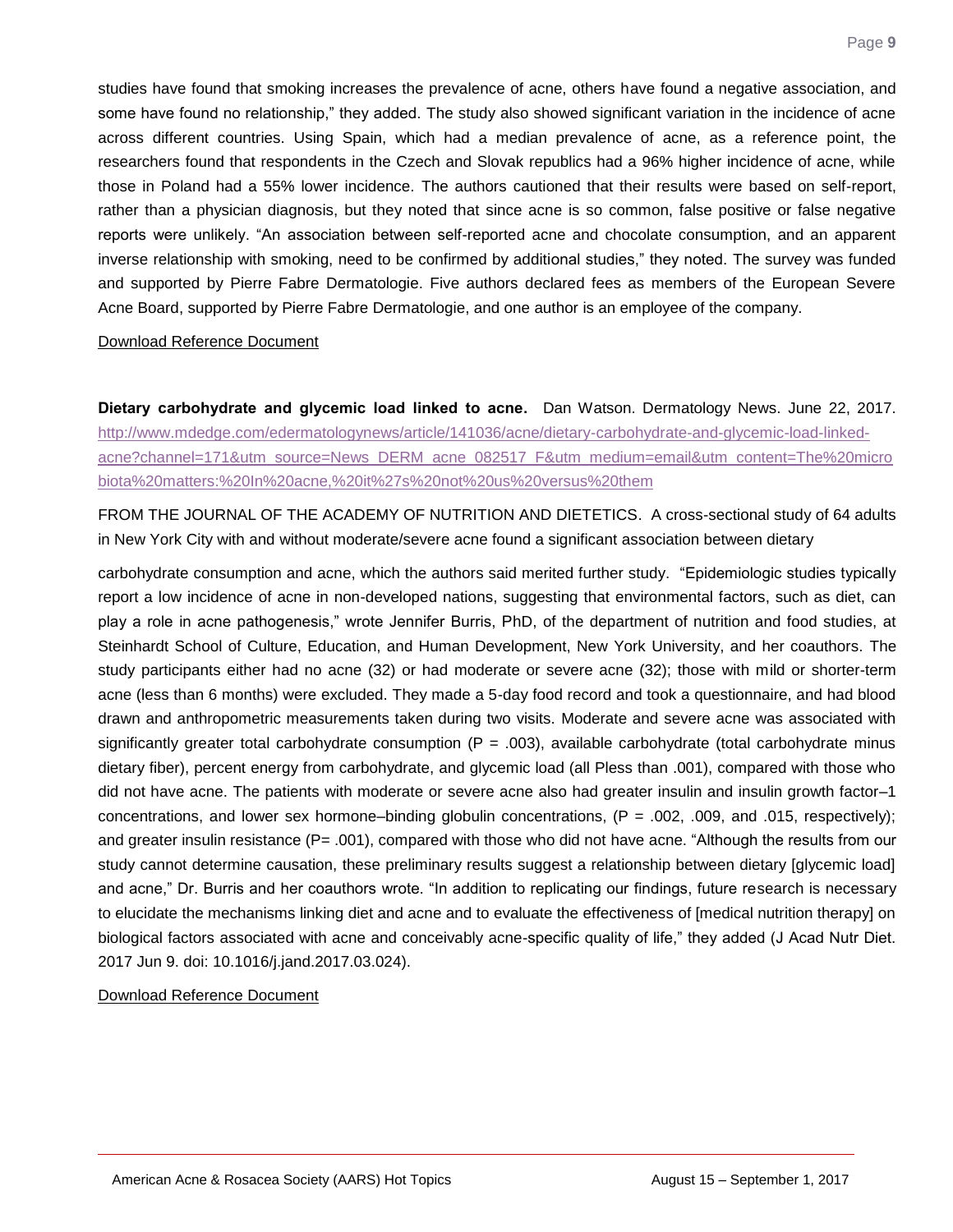studies have found that smoking increases the prevalence of acne, others have found a negative association, and some have found no relationship," they added. The study also showed significant variation in the incidence of acne across different countries. Using Spain, which had a median prevalence of acne, as a reference point, the researchers found that respondents in the Czech and Slovak republics had a 96% higher incidence of acne, while those in Poland had a 55% lower incidence. The authors cautioned that their results were based on self-report, rather than a physician diagnosis, but they noted that since acne is so common, false positive or false negative reports were unlikely. "An association between self-reported acne and chocolate consumption, and an apparent inverse relationship with smoking, need to be confirmed by additional studies," they noted. The survey was funded and supported by Pierre Fabre Dermatologie. Five authors declared fees as members of the European Severe Acne Board, supported by Pierre Fabre Dermatologie, and one author is an employee of the company.

Download Reference Document

**Dietary carbohydrate and glycemic load linked to acne.** Dan Watson. Dermatology News. June 22, 2017. http://www.mdedge.com/edermatologynews/article/141036/acne/dietary-carbohydrate-and-glycemic-load-linked-acne?channel=171&utm_source=News_DERM_acne_082517_F&utm_medium=email&utm_content=The%20microbiota%20matters:%20In%20acne,%20it%27s%20not%20us%20versus%20them

FROM THE JOURNAL OF THE ACADEMY OF NUTRITION AND DIETETICS. A cross-sectional study of 64 adults in New York City with and without moderate/severe acne found a significant association between dietary carbohydrate consumption and acne, which the authors said merited further study. "Epidemiologic studies typically report a low incidence of acne in non-developed nations, suggesting that environmental factors, such as diet, can play a role in acne pathogenesis," wrote Jennifer Burris, PhD, of the department of nutrition and food studies, at Steinhardt School of Culture, Education, and Human Development, New York University, and her coauthors. The study participants either had no acne (32) or had moderate or severe acne (32); those with mild or shorter-term acne (less than 6 months) were excluded. They made a 5-day food record and took a questionnaire, and had blood drawn and anthropometric measurements taken during two visits. Moderate and severe acne was associated with significantly greater total carbohydrate consumption ($P = .003$), available carbohydrate (total carbohydrate minus dietary fiber), percent energy from carbohydrate, and glycemic load (all Pless than .001), compared with those who did not have acne. The patients with moderate or severe acne also had greater insulin and insulin growth factor–1 concentrations, and lower sex hormone–binding globulin concentrations, ($P = .002$, .009, and .015, respectively); and greater insulin resistance ($P= .001$), compared with those who did not have acne. "Although the results from our study cannot determine causation, these preliminary results suggest a relationship between dietary [glycemic load] and acne," Dr. Burris and her coauthors wrote. "In addition to replicating our findings, future research is necessary to elucidate the mechanisms linking diet and acne and to evaluate the effectiveness of [medical nutrition therapy] on biological factors associated with acne and conceivably acne-specific quality of life," they added (J Acad Nutr Diet. 2017 Jun 9. doi: 10.1016/j.jand.2017.03.024).

Download Reference Document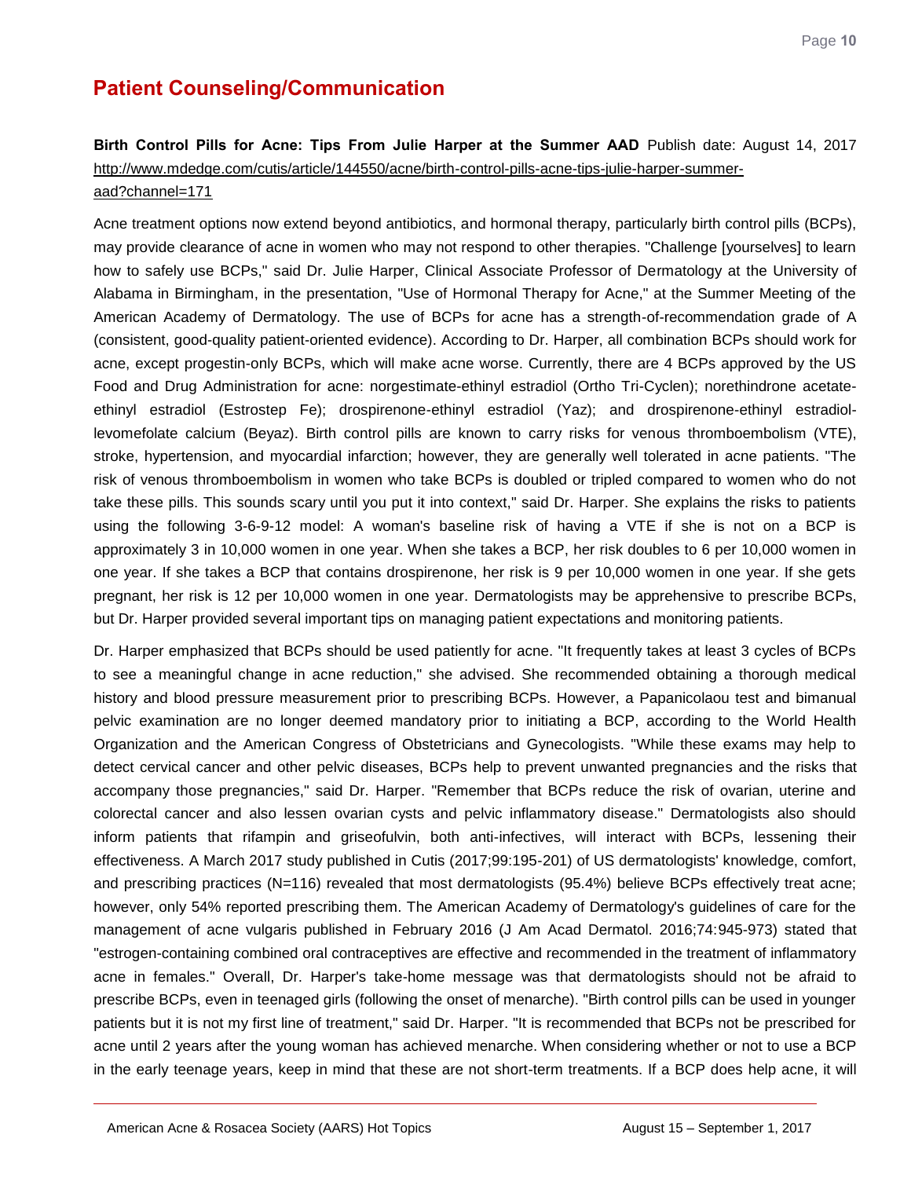## Patient Counseling/Communication

**Birth Control Pills for Acne: Tips From Julie Harper at the Summer AAD** Publish date: August 14, 2017 http://www.mdedge.com/cutis/article/144550/acne/birth-control-pills-acne-tips-julie-harper-summer-aad?channel=171

Acne treatment options now extend beyond antibiotics, and hormonal therapy, particularly birth control pills (BCPs), may provide clearance of acne in women who may not respond to other therapies. "Challenge [yourselves] to learn how to safely use BCPs," said Dr. Julie Harper, Clinical Associate Professor of Dermatology at the University of Alabama in Birmingham, in the presentation, "Use of Hormonal Therapy for Acne," at the Summer Meeting of the American Academy of Dermatology. The use of BCPs for acne has a strength-of-recommendation grade of A (consistent, good-quality patient-oriented evidence). According to Dr. Harper, all combination BCPs should work for acne, except progestin-only BCPs, which will make acne worse. Currently, there are 4 BCPs approved by the US Food and Drug Administration for acne: norgestimate-ethinyl estradiol (Ortho Tri-Cyclen); norethindrone acetate-ethinyl estradiol (Estrostep Fe); drospirenone-ethinyl estradiol (Yaz); and drospirenone-ethinyl estradiol-levomefolate calcium (Beyaz). Birth control pills are known to carry risks for venous thromboembolism (VTE), stroke, hypertension, and myocardial infarction; however, they are generally well tolerated in acne patients. "The risk of venous thromboembolism in women who take BCPs is doubled or tripled compared to women who do not take these pills. This sounds scary until you put it into context," said Dr. Harper. She explains the risks to patients using the following 3-6-9-12 model: A woman's baseline risk of having a VTE if she is not on a BCP is approximately 3 in 10,000 women in one year. When she takes a BCP, her risk doubles to 6 per 10,000 women in one year. If she takes a BCP that contains drospirenone, her risk is 9 per 10,000 women in one year. If she gets pregnant, her risk is 12 per 10,000 women in one year. Dermatologists may be apprehensive to prescribe BCPs, but Dr. Harper provided several important tips on managing patient expectations and monitoring patients.

Dr. Harper emphasized that BCPs should be used patiently for acne. "It frequently takes at least 3 cycles of BCPs to see a meaningful change in acne reduction," she advised. She recommended obtaining a thorough medical history and blood pressure measurement prior to prescribing BCPs. However, a Papanicolaou test and bimanual pelvic examination are no longer deemed mandatory prior to initiating a BCP, according to the World Health Organization and the American Congress of Obstetricians and Gynecologists. "While these exams may help to detect cervical cancer and other pelvic diseases, BCPs help to prevent unwanted pregnancies and the risks that accompany those pregnancies," said Dr. Harper. "Remember that BCPs reduce the risk of ovarian, uterine and colorectal cancer and also lessen ovarian cysts and pelvic inflammatory disease." Dermatologists also should inform patients that rifampin and griseofulvin, both anti-infectives, will interact with BCPs, lessening their effectiveness. A March 2017 study published in Cutis (2017;99:195-201) of US dermatologists' knowledge, comfort, and prescribing practices (N=116) revealed that most dermatologists (95.4%) believe BCPs effectively treat acne; however, only 54% reported prescribing them. The American Academy of Dermatology's guidelines of care for the management of acne vulgaris published in February 2016 (J Am Acad Dermatol. 2016;74:945-973) stated that "estrogen-containing combined oral contraceptives are effective and recommended in the treatment of inflammatory acne in females." Overall, Dr. Harper's take-home message was that dermatologists should not be afraid to prescribe BCPs, even in teenaged girls (following the onset of menarche). "Birth control pills can be used in younger patients but it is not my first line of treatment," said Dr. Harper. "It is recommended that BCPs not be prescribed for acne until 2 years after the young woman has achieved menarche. When considering whether or not to use a BCP in the early teenage years, keep in mind that these are not short-term treatments. If a BCP does help acne, it will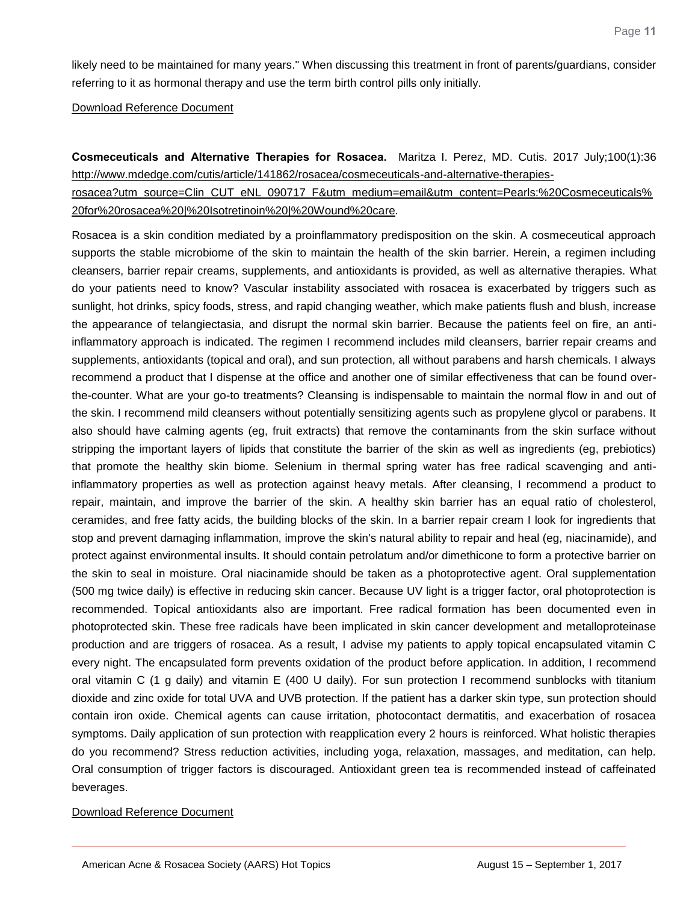likely need to be maintained for many years." When discussing this treatment in front of parents/guardians, consider referring to it as hormonal therapy and use the term birth control pills only initially.

Download Reference Document

**Cosmeceuticals and Alternative Therapies for Rosacea.** Maritza I. Perez, MD. Cutis. 2017 July;100(1):36 http://www.mdedge.com/cutis/article/141862/rosacea/cosmeceuticals-and-alternative-therapies-rosacea?utm_source=Clin_CUT_eNL_090717_F&utm_medium=email&utm_content=Pearls:%20Cosmeceuticals%20for%20rosacea%20|%20Isotretinoin%20|%20Wound%20care.

Rosacea is a skin condition mediated by a proinflammatory predisposition on the skin. A cosmeceutical approach supports the stable microbiome of the skin to maintain the health of the skin barrier. Herein, a regimen including cleansers, barrier repair creams, supplements, and antioxidants is provided, as well as alternative therapies. What do your patients need to know? Vascular instability associated with rosacea is exacerbated by triggers such as sunlight, hot drinks, spicy foods, stress, and rapid changing weather, which make patients flush and blush, increase the appearance of telangiectasia, and disrupt the normal skin barrier. Because the patients feel on fire, an anti-inflammatory approach is indicated. The regimen I recommend includes mild cleansers, barrier repair creams and supplements, antioxidants (topical and oral), and sun protection, all without parabens and harsh chemicals. I always recommend a product that I dispense at the office and another one of similar effectiveness that can be found over-the-counter. What are your go-to treatments? Cleansing is indispensable to maintain the normal flow in and out of the skin. I recommend mild cleansers without potentially sensitizing agents such as propylene glycol or parabens. It also should have calming agents (eg, fruit extracts) that remove the contaminants from the skin surface without stripping the important layers of lipids that constitute the barrier of the skin as well as ingredients (eg, prebiotics) that promote the healthy skin biome. Selenium in thermal spring water has free radical scavenging and anti-inflammatory properties as well as protection against heavy metals. After cleansing, I recommend a product to repair, maintain, and improve the barrier of the skin. A healthy skin barrier has an equal ratio of cholesterol, ceramides, and free fatty acids, the building blocks of the skin. In a barrier repair cream I look for ingredients that stop and prevent damaging inflammation, improve the skin's natural ability to repair and heal (eg, niacinamide), and protect against environmental insults. It should contain petrolatum and/or dimethicone to form a protective barrier on the skin to seal in moisture. Oral niacinamide should be taken as a photoprotective agent. Oral supplementation (500 mg twice daily) is effective in reducing skin cancer. Because UV light is a trigger factor, oral photoprotection is recommended. Topical antioxidants also are important. Free radical formation has been documented even in photoprotected skin. These free radicals have been implicated in skin cancer development and metalloproteinase production and are triggers of rosacea. As a result, I advise my patients to apply topical encapsulated vitamin C every night. The encapsulated form prevents oxidation of the product before application. In addition, I recommend oral vitamin C (1 g daily) and vitamin E (400 U daily). For sun protection I recommend sunblocks with titanium dioxide and zinc oxide for total UVA and UVB protection. If the patient has a darker skin type, sun protection should contain iron oxide. Chemical agents can cause irritation, photocontact dermatitis, and exacerbation of rosacea symptoms. Daily application of sun protection with reapplication every 2 hours is reinforced. What holistic therapies do you recommend? Stress reduction activities, including yoga, relaxation, massages, and meditation, can help. Oral consumption of trigger factors is discouraged. Antioxidant green tea is recommended instead of caffeinated beverages.

Download Reference Document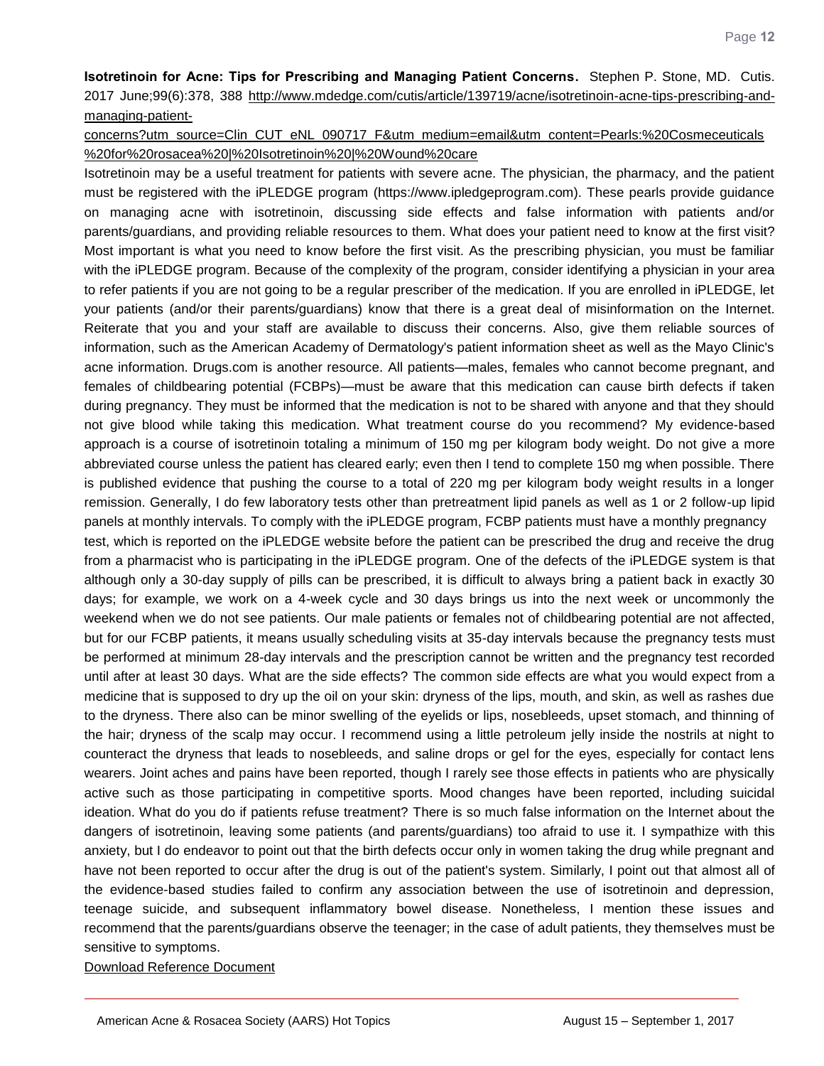**Isotretinoin for Acne: Tips for Prescribing and Managing Patient Concerns.** Stephen P. Stone, MD. Cutis. 2017 June;99(6):378, 388 http://www.mdedge.com/cutis/article/139719/acne/isotretinoin-acne-tips-prescribing-and-managing-patient-concerns?utm_source=Clin_CUT_eNL_090717_F&utm_medium=email&utm_content=Pearls:%20Cosmeceuticals%20for%20rosacea%20|%20Isotretinoin%20|%20Wound%20care

Isotretinoin may be a useful treatment for patients with severe acne. The physician, the pharmacy, and the patient must be registered with the iPLEDGE program (https://www.ipledgeprogram.com). These pearls provide guidance on managing acne with isotretinoin, discussing side effects and false information with patients and/or parents/guardians, and providing reliable resources to them. What does your patient need to know at the first visit? Most important is what you need to know before the first visit. As the prescribing physician, you must be familiar with the iPLEDGE program. Because of the complexity of the program, consider identifying a physician in your area to refer patients if you are not going to be a regular prescriber of the medication. If you are enrolled in iPLEDGE, let your patients (and/or their parents/guardians) know that there is a great deal of misinformation on the Internet. Reiterate that you and your staff are available to discuss their concerns. Also, give them reliable sources of information, such as the American Academy of Dermatology's patient information sheet as well as the Mayo Clinic's acne information. Drugs.com is another resource. All patients—males, females who cannot become pregnant, and females of childbearing potential (FCBPs)—must be aware that this medication can cause birth defects if taken during pregnancy. They must be informed that the medication is not to be shared with anyone and that they should not give blood while taking this medication. What treatment course do you recommend? My evidence-based approach is a course of isotretinoin totaling a minimum of 150 mg per kilogram body weight. Do not give a more abbreviated course unless the patient has cleared early; even then I tend to complete 150 mg when possible. There is published evidence that pushing the course to a total of 220 mg per kilogram body weight results in a longer remission. Generally, I do few laboratory tests other than pretreatment lipid panels as well as 1 or 2 follow-up lipid panels at monthly intervals. To comply with the iPLEDGE program, FCBP patients must have a monthly pregnancy test, which is reported on the iPLEDGE website before the patient can be prescribed the drug and receive the drug from a pharmacist who is participating in the iPLEDGE program. One of the defects of the iPLEDGE system is that although only a 30-day supply of pills can be prescribed, it is difficult to always bring a patient back in exactly 30 days; for example, we work on a 4-week cycle and 30 days brings us into the next week or uncommonly the weekend when we do not see patients. Our male patients or females not of childbearing potential are not affected, but for our FCBP patients, it means usually scheduling visits at 35-day intervals because the pregnancy tests must be performed at minimum 28-day intervals and the prescription cannot be written and the pregnancy test recorded until after at least 30 days. What are the side effects? The common side effects are what you would expect from a medicine that is supposed to dry up the oil on your skin: dryness of the lips, mouth, and skin, as well as rashes due to the dryness. There also can be minor swelling of the eyelids or lips, nosebleeds, upset stomach, and thinning of the hair; dryness of the scalp may occur. I recommend using a little petroleum jelly inside the nostrils at night to counteract the dryness that leads to nosebleeds, and saline drops or gel for the eyes, especially for contact lens wearers. Joint aches and pains have been reported, though I rarely see those effects in patients who are physically active such as those participating in competitive sports. Mood changes have been reported, including suicidal ideation. What do you do if patients refuse treatment? There is so much false information on the Internet about the dangers of isotretinoin, leaving some patients (and parents/guardians) too afraid to use it. I sympathize with this anxiety, but I do endeavor to point out that the birth defects occur only in women taking the drug while pregnant and have not been reported to occur after the drug is out of the patient's system. Similarly, I point out that almost all of the evidence-based studies failed to confirm any association between the use of isotretinoin and depression, teenage suicide, and subsequent inflammatory bowel disease. Nonetheless, I mention these issues and recommend that the parents/guardians observe the teenager; in the case of adult patients, they themselves must be sensitive to symptoms.

Download Reference Document